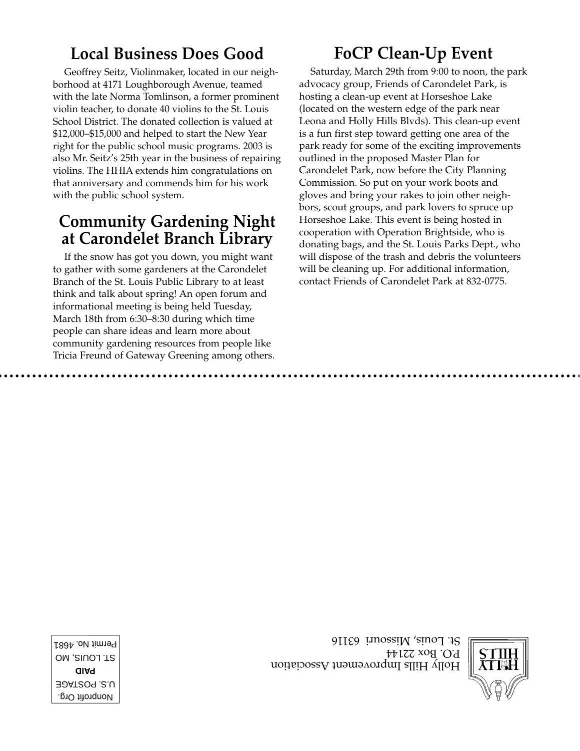## Local Business Does Good

Geoffrey Seitz, Violinmaker, located in our neighborhood at 4171 Loughborough Avenue, teamed with the late Norma Tomlinson, a former prominent violin teacher, to donate 40 violins to the St. Louis School District. The donated collection is valued at $12,000–$15,000 and helped to start the New Year right for the public school music programs. 2003 is also Mr. Seitz's 25th year in the business of repairing violins. The HHIA extends him congratulations on that anniversary and commends him for his work with the public school system.

## Community Gardening Night at Carondelet Branch Library

If the snow has got you down, you might want to gather with some gardeners at the Carondelet Branch of the St. Louis Public Library to at least think and talk about spring! An open forum and informational meeting is being held Tuesday, March 18th from 6:30–8:30 during which time people can share ideas and learn more about community gardening resources from people like Tricia Freund of Gateway Greening among others.

## FoCP Clean-Up Event

Saturday, March 29th from 9:00 to noon, the park advocacy group, Friends of Carondelet Park, is hosting a clean-up event at Horseshoe Lake (located on the western edge of the park near Leona and Holly Hills Blvds). This clean-up event is a fun first step toward getting one area of the park ready for some of the exciting improvements outlined in the proposed Master Plan for Carondelet Park, now before the City Planning Commission. So put on your work boots and gloves and bring your rakes to join other neighbors, scout groups, and park lovers to spruce up Horseshoe Lake. This event is being hosted in cooperation with Operation Brightside, who is donating bags, and the St. Louis Parks Dept., who will dispose of the trash and debris the volunteers will be cleaning up. For additional information, contact Friends of Carondelet Park at 832-0775.

---

Holly Hills Improvement Association
P.O. Box 22144
St. Louis, Missouri 63116

Nonprofit Org.
U.S. POSTAGE
**PAID**
ST. LOUIS, MO
Permit No. 4681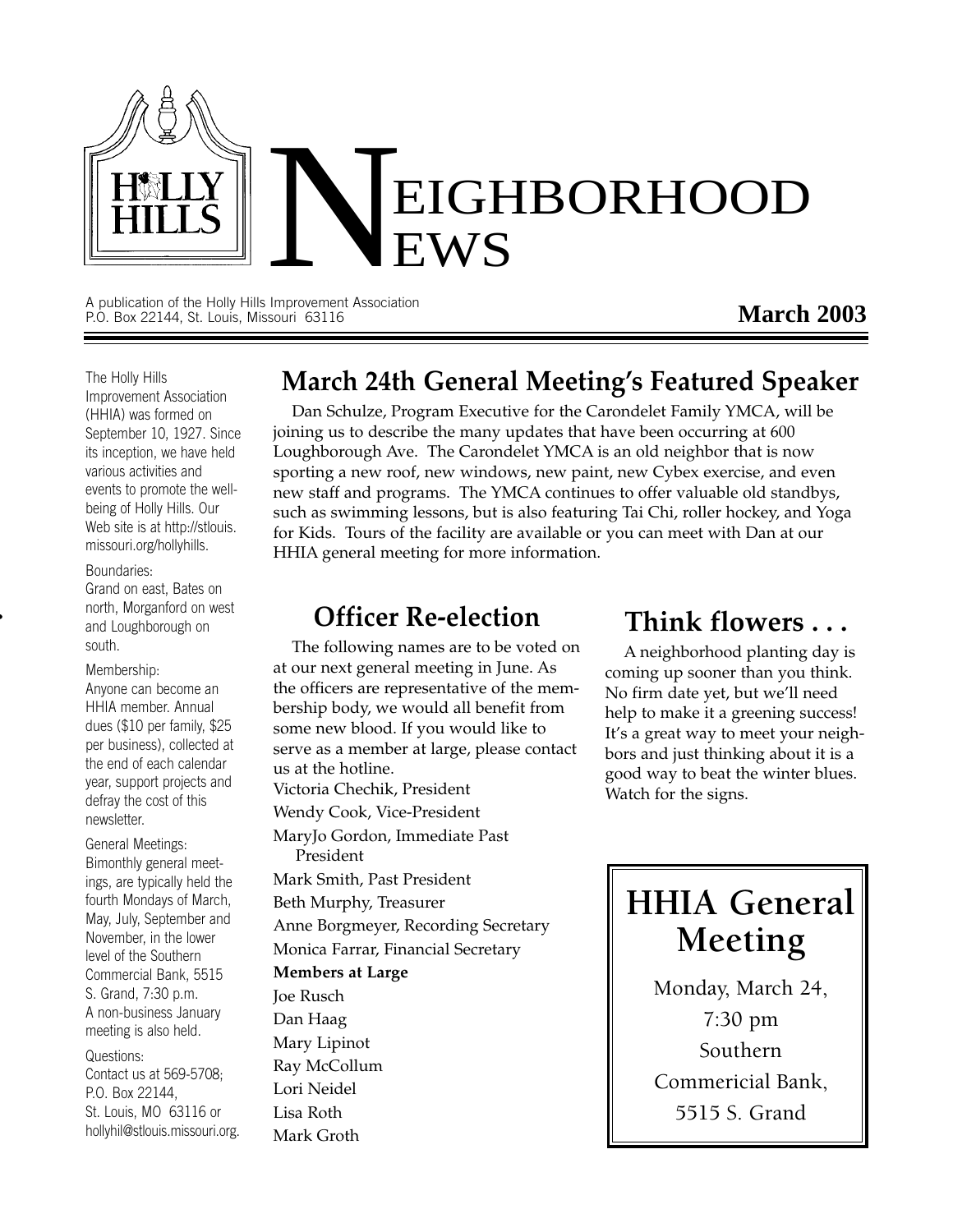# NEIGHBORHOOD NEWS

A publication of the Holly Hills Improvement Association
P.O. Box 22144, St. Louis, Missouri 63116

**March 2003**

The Holly Hills Improvement Association (HHIA) was formed on September 10, 1927. Since its inception, we have held various activities and events to promote the well-being of Holly Hills. Our Web site is at http://stlouis.missouri.org/hollyhills.

Boundaries:
Grand on east, Bates on north, Morganford on west and Loughborough on south.

Membership:
Anyone can become an HHIA member. Annual dues ($10 per family, $25 per business), collected at the end of each calendar year, support projects and defray the cost of this newsletter.

General Meetings:
Bimonthly general meetings, are typically held the fourth Mondays of March, May, July, September and November, in the lower level of the Southern Commercial Bank, 5515 S. Grand, 7:30 p.m. A non-business January meeting is also held.

Questions:
Contact us at 569-5708; P.O. Box 22144, St. Louis, MO 63116 or hollyhil@stlouis.missouri.org.

## March 24th General Meeting's Featured Speaker

Dan Schulze, Program Executive for the Carondelet Family YMCA, will be joining us to describe the many updates that have been occurring at 600 Loughborough Ave. The Carondelet YMCA is an old neighbor that is now sporting a new roof, new windows, new paint, new Cybex exercise, and even new staff and programs. The YMCA continues to offer valuable old standbys, such as swimming lessons, but is also featuring Tai Chi, roller hockey, and Yoga for Kids. Tours of the facility are available or you can meet with Dan at our HHIA general meeting for more information.

## Officer Re-election

The following names are to be voted on at our next general meeting in June. As the officers are representative of the membership body, we would all benefit from some new blood. If you would like to serve as a member at large, please contact us at the hotline.

Victoria Chechik, President
Wendy Cook, Vice-President
MaryJo Gordon, Immediate Past President
Mark Smith, Past President
Beth Murphy, Treasurer
Anne Borgmeyer, Recording Secretary
Monica Farrar, Financial Secretary

**Members at Large**

Joe Rusch
Dan Haag
Mary Lipinot
Ray McCollum
Lori Neidel
Lisa Roth
Mark Groth

## Think flowers . . .

A neighborhood planting day is coming up sooner than you think. No firm date yet, but we'll need help to make it a greening success! It's a great way to meet your neighbors and just thinking about it is a good way to beat the winter blues. Watch for the signs.

## HHIA General Meeting

Monday, March 24,
7:30 pm
Southern
Commericial Bank,
5515 S. Grand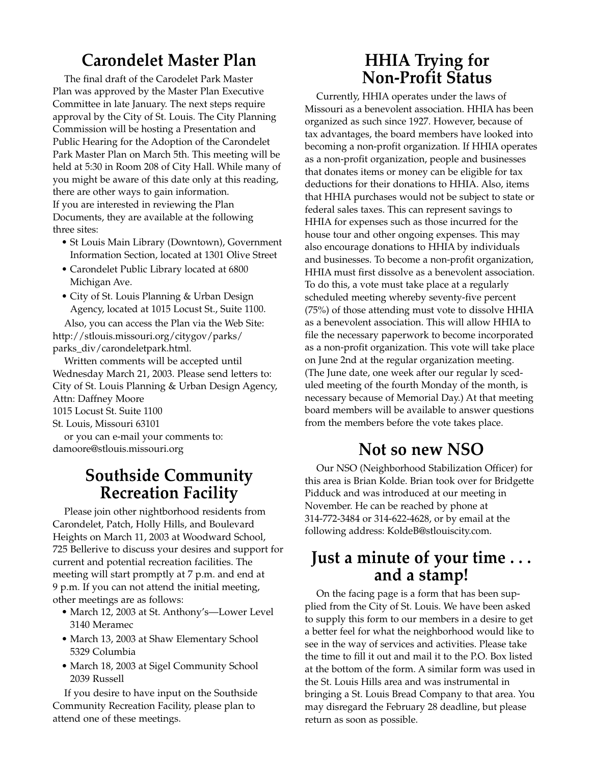## Carondelet Master Plan

The final draft of the Carodelet Park Master Plan was approved by the Master Plan Executive Committee in late January. The next steps require approval by the City of St. Louis. The City Planning Commission will be hosting a Presentation and Public Hearing for the Adoption of the Carondelet Park Master Plan on March 5th. This meeting will be held at 5:30 in Room 208 of City Hall. While many of you might be aware of this date only at this reading, there are other ways to gain information.

If you are interested in reviewing the Plan Documents, they are available at the following three sites:

- St Louis Main Library (Downtown), Government Information Section, located at 1301 Olive Street
- Carondelet Public Library located at 6800 Michigan Ave.
- City of St. Louis Planning & Urban Design Agency, located at 1015 Locust St., Suite 1100.

Also, you can access the Plan via the Web Site: http://stlouis.missouri.org/citygov/parks/parks_div/carondeletpark.html.

Written comments will be accepted until Wednesday March 21, 2003. Please send letters to:
City of St. Louis Planning & Urban Design Agency,
Attn: Daffney Moore
1015 Locust St. Suite 1100
St. Louis, Missouri 63101

or you can e-mail your comments to: damoore@stlouis.missouri.org

## Southside Community Recreation Facility

Please join other nightborhood residents from Carondelet, Patch, Holly Hills, and Boulevard Heights on March 11, 2003 at Woodward School, 725 Bellerive to discuss your desires and support for current and potential recreation facilities. The meeting will start promptly at 7 p.m. and end at 9 p.m. If you can not attend the initial meeting, other meetings are as follows:

- March 12, 2003 at St. Anthony's—Lower Level 3140 Meramec
- March 13, 2003 at Shaw Elementary School 5329 Columbia
- March 18, 2003 at Sigel Community School 2039 Russell

If you desire to have input on the Southside Community Recreation Facility, please plan to attend one of these meetings.

## HHIA Trying for Non-Profit Status

Currently, HHIA operates under the laws of Missouri as a benevolent association. HHIA has been organized as such since 1927. However, because of tax advantages, the board members have looked into becoming a non-profit organization. If HHIA operates as a non-profit organization, people and businesses that donates items or money can be eligible for tax deductions for their donations to HHIA. Also, items that HHIA purchases would not be subject to state or federal sales taxes. This can represent savings to HHIA for expenses such as those incurred for the house tour and other ongoing expenses. This may also encourage donations to HHIA by individuals and businesses. To become a non-profit organization, HHIA must first dissolve as a benevolent association. To do this, a vote must take place at a regularly scheduled meeting whereby seventy-five percent (75%) of those attending must vote to dissolve HHIA as a benevolent association. This will allow HHIA to file the necessary paperwork to become incorporated as a non-profit organization. This vote will take place on June 2nd at the regular organization meeting. (The June date, one week after our regular ly sceduled meeting of the fourth Monday of the month, is necessary because of Memorial Day.) At that meeting board members will be available to answer questions from the members before the vote takes place.

## Not so new NSO

Our NSO (Neighborhood Stabilization Officer) for this area is Brian Kolde. Brian took over for Bridgette Pidduck and was introduced at our meeting in November. He can be reached by phone at 314-772-3484 or 314-622-4628, or by email at the following address: KoldeB@stlouiscity.com.

## Just a minute of your time . . . and a stamp!

On the facing page is a form that has been supplied from the City of St. Louis. We have been asked to supply this form to our members in a desire to get a better feel for what the neighborhood would like to see in the way of services and activities. Please take the time to fill it out and mail it to the P.O. Box listed at the bottom of the form. A similar form was used in the St. Louis Hills area and was instrumental in bringing a St. Louis Bread Company to that area. You may disregard the February 28 deadline, but please return as soon as possible.